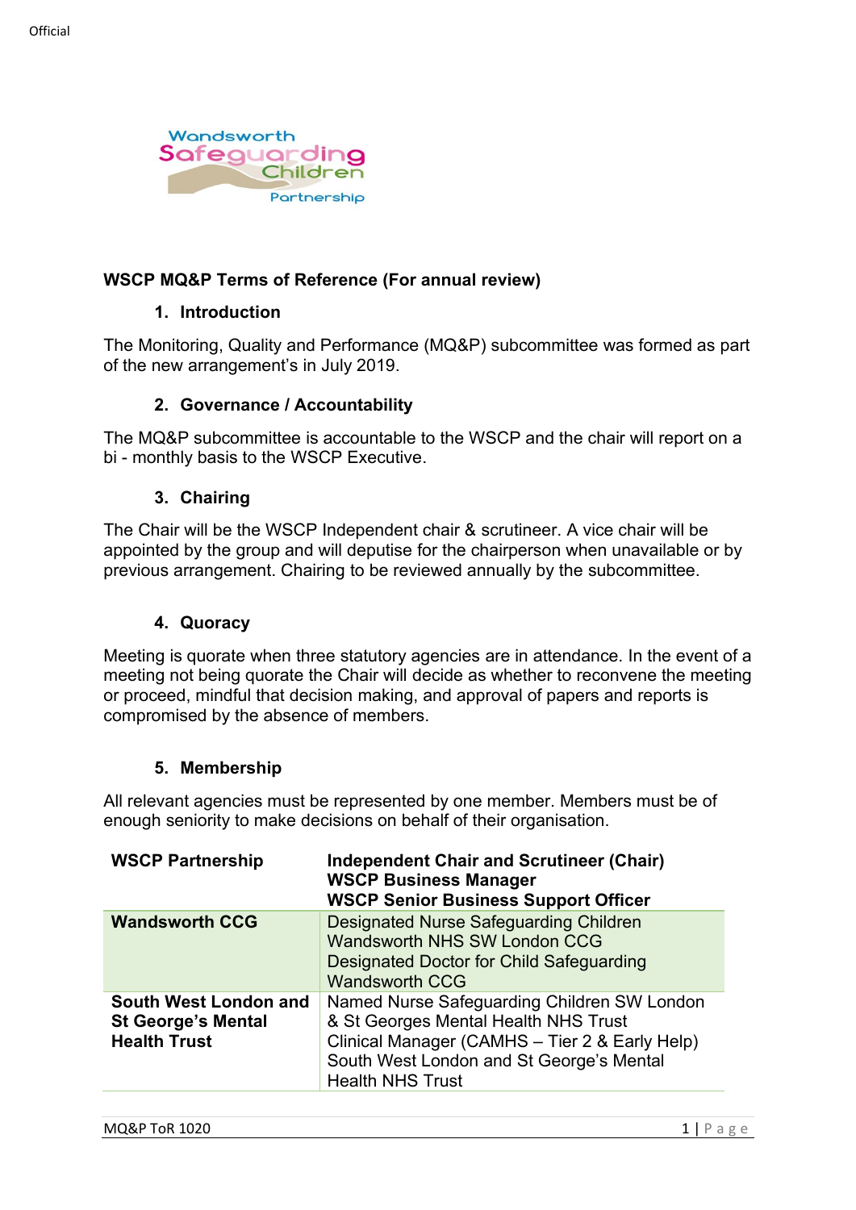# WSCP MQ&P Terms of Reference (For annual review)

## 1. Introduction

The Monitoring, Quality and Performance (MQ&P) subcommittee was formed as part of the new arrangement's in July 2019.

## 2. Governance / Accountability

The MQ&P subcommittee is accountable to the WSCP and the chair will report on a bi - monthly basis to the WSCP Executive.

## 3. Chairing

The Chair will be the WSCP Independent chair & scrutineer. A vice chair will be appointed by the group and will deputise for the chairperson when unavailable or by previous arrangement. Chairing to be reviewed annually by the subcommittee.

## 4. Quoracy

Meeting is quorate when three statutory agencies are in attendance. In the event of a meeting not being quorate the Chair will decide as whether to reconvene the meeting or proceed, mindful that decision making, and approval of papers and reports is compromised by the absence of members.

## 5. Membership

All relevant agencies must be represented by one member. Members must be of enough seniority to make decisions on behalf of their organisation.

| **WSCP Partnership** | **Independent Chair and Scrutineer (Chair)**<br>**WSCP Business Manager**<br>**WSCP Senior Business Support Officer** |
|---|---|
| **Wandsworth CCG** | Designated Nurse Safeguarding Children Wandsworth NHS SW London CCG<br>Designated Doctor for Child Safeguarding Wandsworth CCG |
| **South West London and St George's Mental Health Trust** | Named Nurse Safeguarding Children SW London & St Georges Mental Health NHS Trust<br>Clinical Manager (CAMHS – Tier 2 & Early Help) South West London and St George's Mental Health NHS Trust |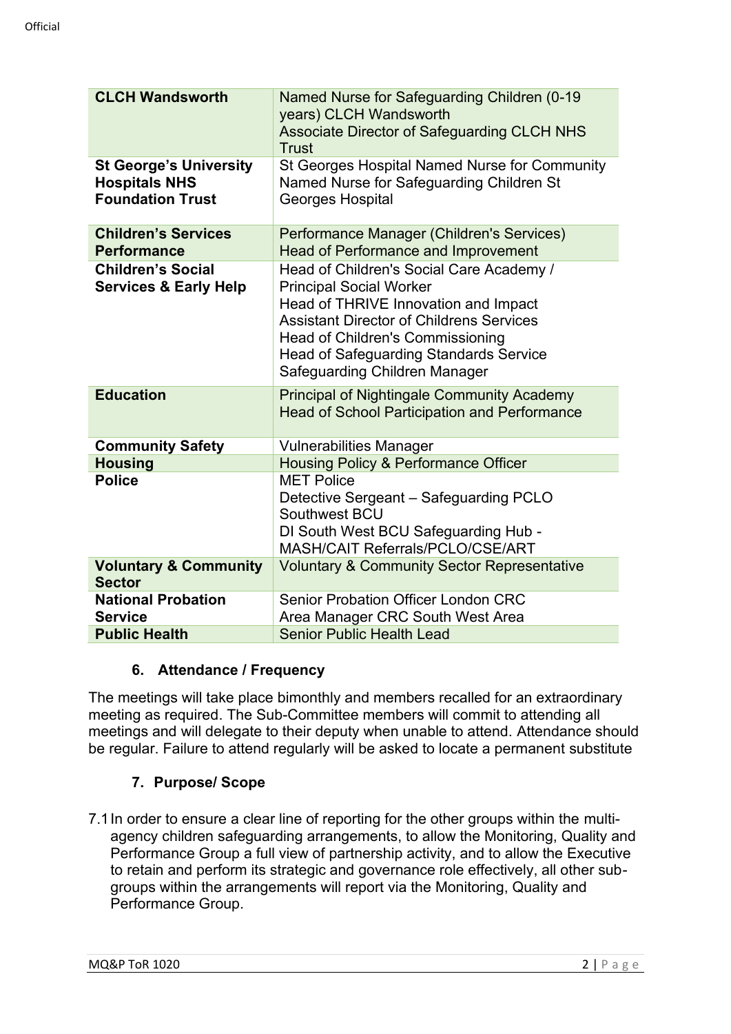| | |
|---|---|
| **CLCH Wandsworth** | Named Nurse for Safeguarding Children (0-19 years) CLCH Wandsworth<br>Associate Director of Safeguarding CLCH NHS Trust |
| **St George's University Hospitals NHS Foundation Trust** | St Georges Hospital Named Nurse for Community<br>Named Nurse for Safeguarding Children St Georges Hospital |
| **Children's Services Performance** | Performance Manager (Children's Services)<br>Head of Performance and Improvement |
| **Children's Social Services & Early Help** | Head of Children's Social Care Academy / Principal Social Worker<br>Head of THRIVE Innovation and Impact<br>Assistant Director of Childrens Services<br>Head of Children's Commissioning<br>Head of Safeguarding Standards Service<br>Safeguarding Children Manager |
| **Education** | Principal of Nightingale Community Academy<br>Head of School Participation and Performance |
| **Community Safety** | Vulnerabilities Manager |
| **Housing** | Housing Policy & Performance Officer |
| **Police** | MET Police<br>Detective Sergeant – Safeguarding PCLO<br>Southwest BCU<br>DI South West BCU Safeguarding Hub - MASH/CAIT Referrals/PCLO/CSE/ART |
| **Voluntary & Community Sector** | Voluntary & Community Sector Representative |
| **National Probation Service** | Senior Probation Officer London CRC<br>Area Manager CRC South West Area |
| **Public Health** | Senior Public Health Lead |

## 6. Attendance / Frequency

The meetings will take place bimonthly and members recalled for an extraordinary meeting as required. The Sub-Committee members will commit to attending all meetings and will delegate to their deputy when unable to attend. Attendance should be regular. Failure to attend regularly will be asked to locate a permanent substitute

## 7. Purpose/ Scope

7.1 In order to ensure a clear line of reporting for the other groups within the multi-agency children safeguarding arrangements, to allow the Monitoring, Quality and Performance Group a full view of partnership activity, and to allow the Executive to retain and perform its strategic and governance role effectively, all other sub-groups within the arrangements will report via the Monitoring, Quality and Performance Group.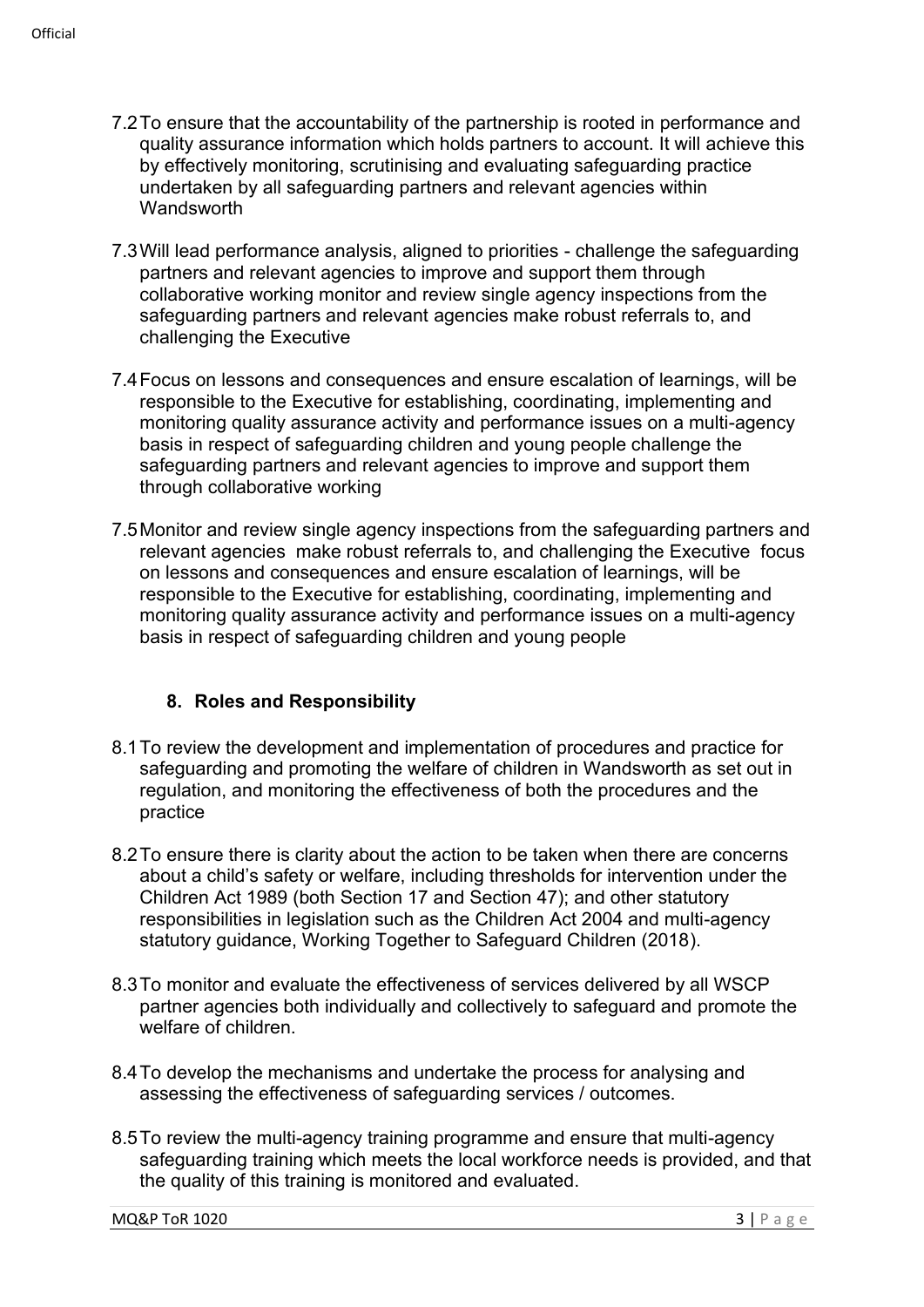7.2 To ensure that the accountability of the partnership is rooted in performance and quality assurance information which holds partners to account. It will achieve this by effectively monitoring, scrutinising and evaluating safeguarding practice undertaken by all safeguarding partners and relevant agencies within Wandsworth

7.3 Will lead performance analysis, aligned to priorities - challenge the safeguarding partners and relevant agencies to improve and support them through collaborative working monitor and review single agency inspections from the safeguarding partners and relevant agencies make robust referrals to, and challenging the Executive

7.4 Focus on lessons and consequences and ensure escalation of learnings, will be responsible to the Executive for establishing, coordinating, implementing and monitoring quality assurance activity and performance issues on a multi-agency basis in respect of safeguarding children and young people challenge the safeguarding partners and relevant agencies to improve and support them through collaborative working

7.5 Monitor and review single agency inspections from the safeguarding partners and relevant agencies make robust referrals to, and challenging the Executive focus on lessons and consequences and ensure escalation of learnings, will be responsible to the Executive for establishing, coordinating, implementing and monitoring quality assurance activity and performance issues on a multi-agency basis in respect of safeguarding children and young people

## 8. Roles and Responsibility

8.1 To review the development and implementation of procedures and practice for safeguarding and promoting the welfare of children in Wandsworth as set out in regulation, and monitoring the effectiveness of both the procedures and the practice

8.2 To ensure there is clarity about the action to be taken when there are concerns about a child's safety or welfare, including thresholds for intervention under the Children Act 1989 (both Section 17 and Section 47); and other statutory responsibilities in legislation such as the Children Act 2004 and multi-agency statutory guidance, Working Together to Safeguard Children (2018).

8.3 To monitor and evaluate the effectiveness of services delivered by all WSCP partner agencies both individually and collectively to safeguard and promote the welfare of children.

8.4 To develop the mechanisms and undertake the process for analysing and assessing the effectiveness of safeguarding services / outcomes.

8.5 To review the multi-agency training programme and ensure that multi-agency safeguarding training which meets the local workforce needs is provided, and that the quality of this training is monitored and evaluated.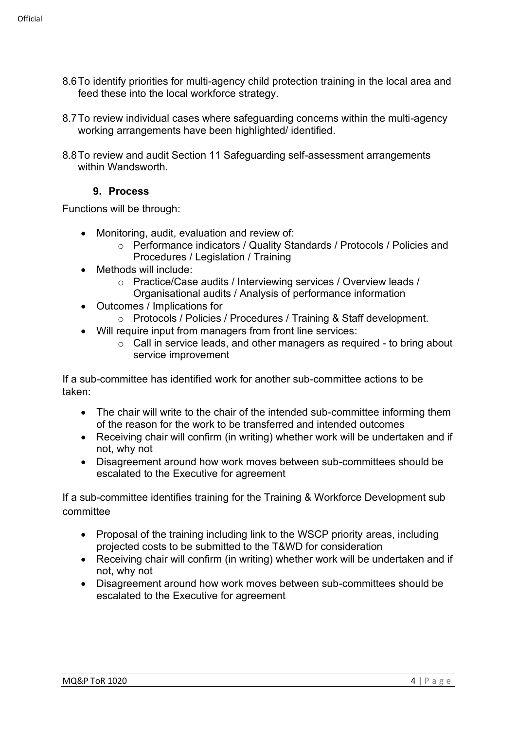8.6 To identify priorities for multi-agency child protection training in the local area and feed these into the local workforce strategy.

8.7 To review individual cases where safeguarding concerns within the multi-agency working arrangements have been highlighted/ identified.

8.8 To review and audit Section 11 Safeguarding self-assessment arrangements within Wandsworth.

## 9. Process

Functions will be through:

- Monitoring, audit, evaluation and review of:
  - Performance indicators / Quality Standards / Protocols / Policies and Procedures / Legislation / Training
- Methods will include:
  - Practice/Case audits / Interviewing services / Overview leads / Organisational audits / Analysis of performance information
- Outcomes / Implications for
  - Protocols / Policies / Procedures / Training & Staff development.
- Will require input from managers from front line services:
  - Call in service leads, and other managers as required - to bring about service improvement

If a sub-committee has identified work for another sub-committee actions to be taken:

- The chair will write to the chair of the intended sub-committee informing them of the reason for the work to be transferred and intended outcomes
- Receiving chair will confirm (in writing) whether work will be undertaken and if not, why not
- Disagreement around how work moves between sub-committees should be escalated to the Executive for agreement

If a sub-committee identifies training for the Training & Workforce Development sub committee

- Proposal of the training including link to the WSCP priority areas, including projected costs to be submitted to the T&WD for consideration
- Receiving chair will confirm (in writing) whether work will be undertaken and if not, why not
- Disagreement around how work moves between sub-committees should be escalated to the Executive for agreement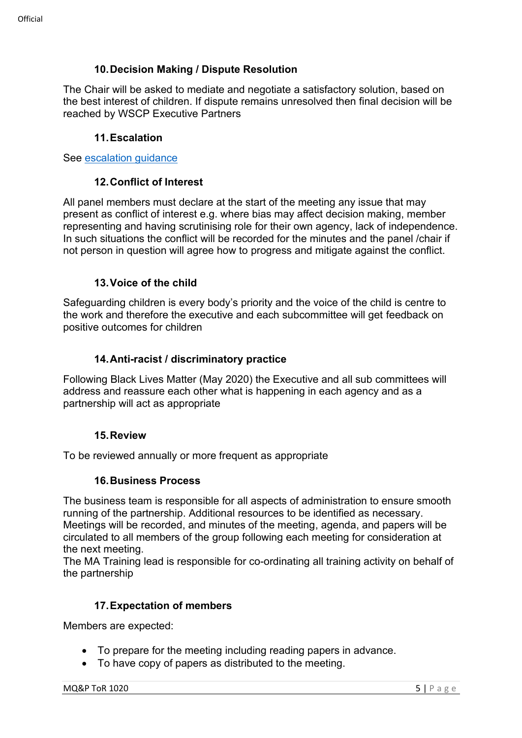## 10. Decision Making / Dispute Resolution

The Chair will be asked to mediate and negotiate a satisfactory solution, based on the best interest of children. If dispute remains unresolved then final decision will be reached by WSCP Executive Partners

## 11. Escalation

See escalation guidance

## 12. Conflict of Interest

All panel members must declare at the start of the meeting any issue that may present as conflict of interest e.g. where bias may affect decision making, member representing and having scrutinising role for their own agency, lack of independence. In such situations the conflict will be recorded for the minutes and the panel /chair if not person in question will agree how to progress and mitigate against the conflict.

## 13. Voice of the child

Safeguarding children is every body's priority and the voice of the child is centre to the work and therefore the executive and each subcommittee will get feedback on positive outcomes for children

## 14. Anti-racist / discriminatory practice

Following Black Lives Matter (May 2020) the Executive and all sub committees will address and reassure each other what is happening in each agency and as a partnership will act as appropriate

## 15. Review

To be reviewed annually or more frequent as appropriate

## 16. Business Process

The business team is responsible for all aspects of administration to ensure smooth running of the partnership. Additional resources to be identified as necessary. Meetings will be recorded, and minutes of the meeting, agenda, and papers will be circulated to all members of the group following each meeting for consideration at the next meeting.
The MA Training lead is responsible for co-ordinating all training activity on behalf of the partnership

## 17. Expectation of members

Members are expected:

- To prepare for the meeting including reading papers in advance.
- To have copy of papers as distributed to the meeting.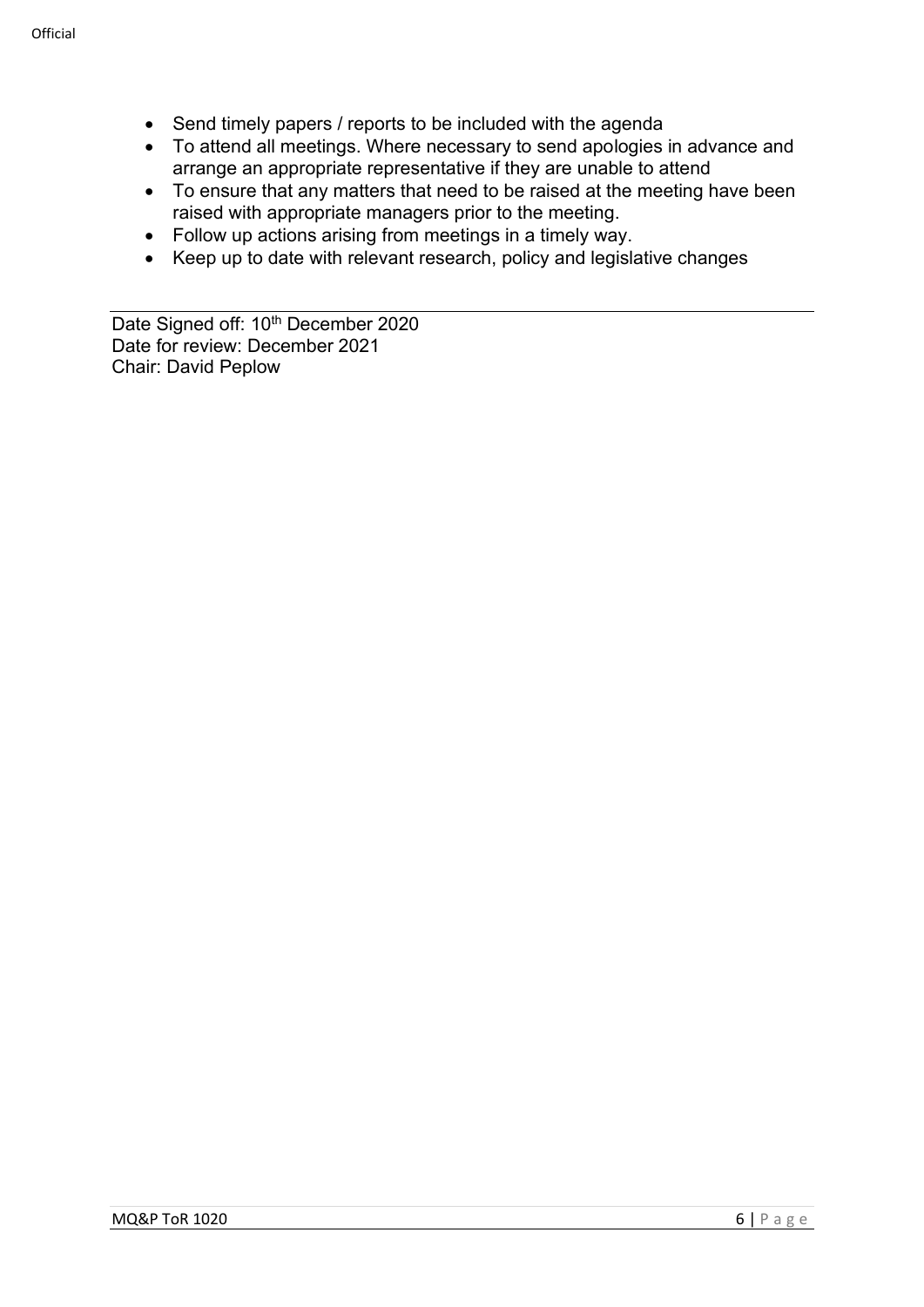- Send timely papers / reports to be included with the agenda
- To attend all meetings. Where necessary to send apologies in advance and arrange an appropriate representative if they are unable to attend
- To ensure that any matters that need to be raised at the meeting have been raised with appropriate managers prior to the meeting.
- Follow up actions arising from meetings in a timely way.
- Keep up to date with relevant research, policy and legislative changes

---

Date Signed off: 10th December 2020
Date for review: December 2021
Chair: David Peplow